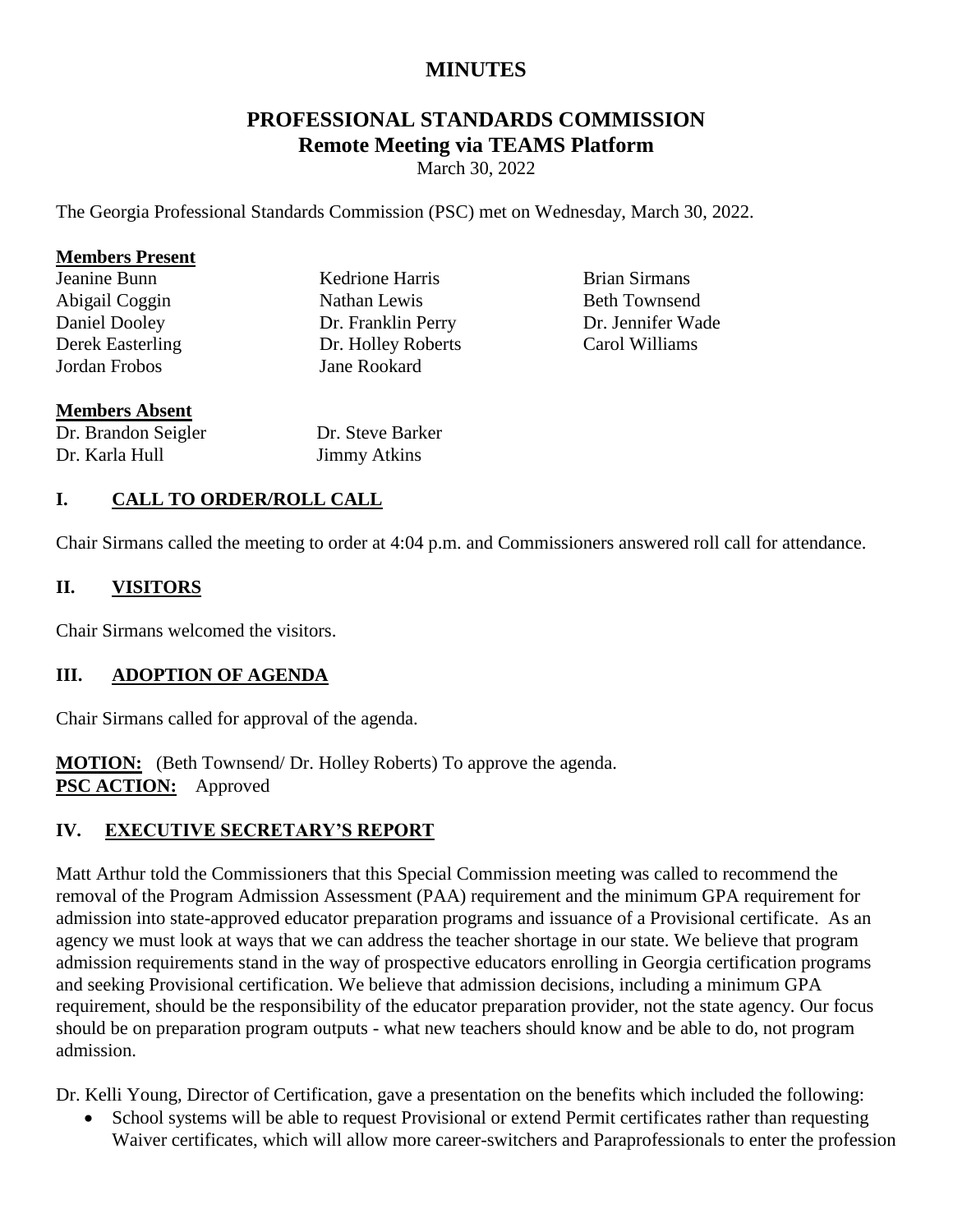# MINUTES

## PROFESSIONAL STANDARDS COMMISSION
## Remote Meeting via TEAMS Platform

March 30, 2022

The Georgia Professional Standards Commission (PSC) met on Wednesday, March 30, 2022.

**Members Present**

Jeanine Bunn
Abigail Coggin
Daniel Dooley
Derek Easterling
Jordan Frobos
Kedrione Harris
Nathan Lewis
Dr. Franklin Perry
Dr. Holley Roberts
Jane Rookard
Brian Sirmans
Beth Townsend
Dr. Jennifer Wade
Carol Williams

**Members Absent**

Dr. Brandon Seigler
Dr. Karla Hull
Dr. Steve Barker
Jimmy Atkins

### I. CALL TO ORDER/ROLL CALL

Chair Sirmans called the meeting to order at 4:04 p.m. and Commissioners answered roll call for attendance.

### II. VISITORS

Chair Sirmans welcomed the visitors.

### III. ADOPTION OF AGENDA

Chair Sirmans called for approval of the agenda.

**MOTION:** (Beth Townsend/ Dr. Holley Roberts) To approve the agenda.
**PSC ACTION:** Approved

### IV. EXECUTIVE SECRETARY'S REPORT

Matt Arthur told the Commissioners that this Special Commission meeting was called to recommend the removal of the Program Admission Assessment (PAA) requirement and the minimum GPA requirement for admission into state-approved educator preparation programs and issuance of a Provisional certificate. As an agency we must look at ways that we can address the teacher shortage in our state. We believe that program admission requirements stand in the way of prospective educators enrolling in Georgia certification programs and seeking Provisional certification. We believe that admission decisions, including a minimum GPA requirement, should be the responsibility of the educator preparation provider, not the state agency. Our focus should be on preparation program outputs - what new teachers should know and be able to do, not program admission.

Dr. Kelli Young, Director of Certification, gave a presentation on the benefits which included the following:

- School systems will be able to request Provisional or extend Permit certificates rather than requesting Waiver certificates, which will allow more career-switchers and Paraprofessionals to enter the profession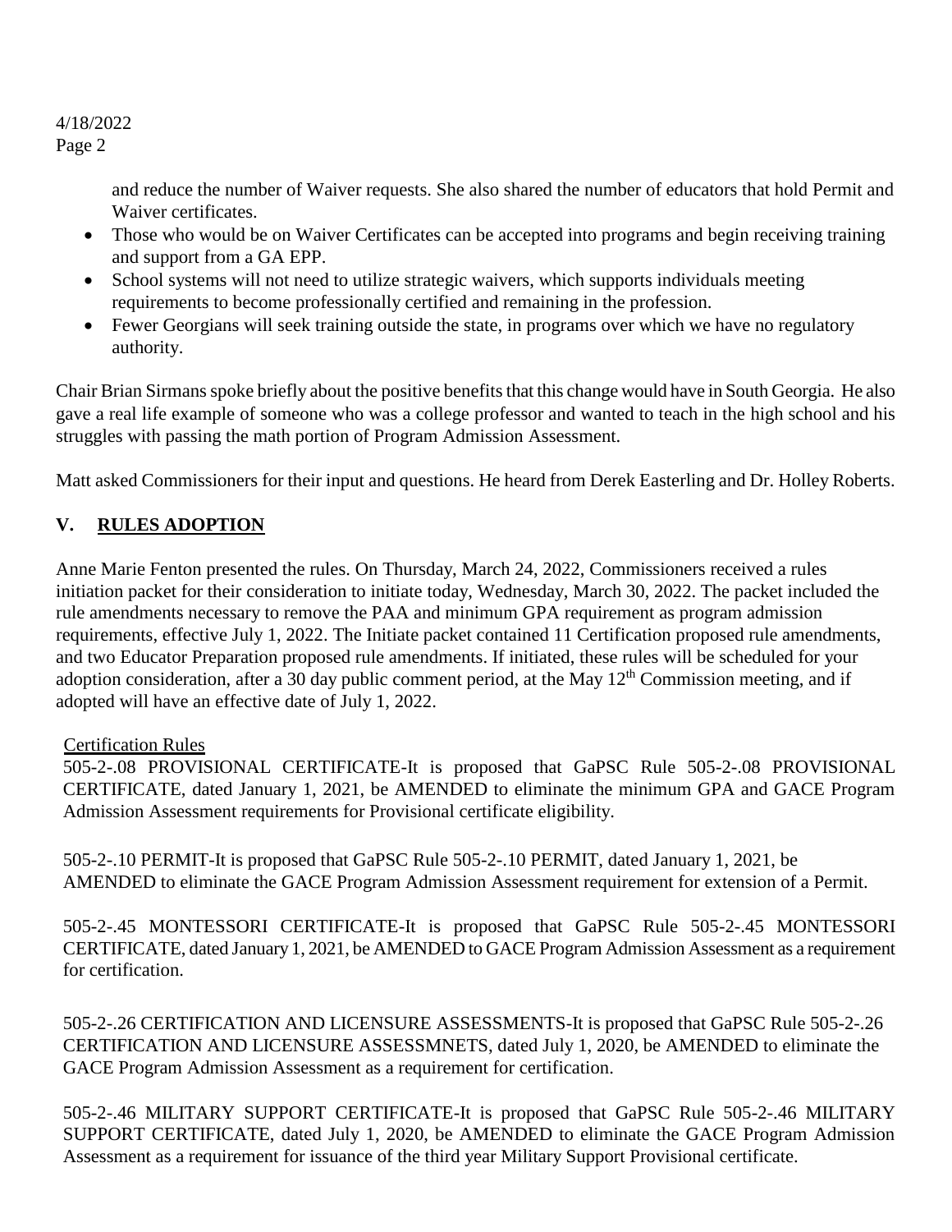and reduce the number of Waiver requests. She also shared the number of educators that hold Permit and Waiver certificates.

- Those who would be on Waiver Certificates can be accepted into programs and begin receiving training and support from a GA EPP.
- School systems will not need to utilize strategic waivers, which supports individuals meeting requirements to become professionally certified and remaining in the profession.
- Fewer Georgians will seek training outside the state, in programs over which we have no regulatory authority.

Chair Brian Sirmans spoke briefly about the positive benefits that this change would have in South Georgia. He also gave a real life example of someone who was a college professor and wanted to teach in the high school and his struggles with passing the math portion of Program Admission Assessment.

Matt asked Commissioners for their input and questions. He heard from Derek Easterling and Dr. Holley Roberts.

## V. RULES ADOPTION

Anne Marie Fenton presented the rules. On Thursday, March 24, 2022, Commissioners received a rules initiation packet for their consideration to initiate today, Wednesday, March 30, 2022. The packet included the rule amendments necessary to remove the PAA and minimum GPA requirement as program admission requirements, effective July 1, 2022. The Initiate packet contained 11 Certification proposed rule amendments, and two Educator Preparation proposed rule amendments. If initiated, these rules will be scheduled for your adoption consideration, after a 30 day public comment period, at the May 12th Commission meeting, and if adopted will have an effective date of July 1, 2022.

Certification Rules

505-2-.08 PROVISIONAL CERTIFICATE-It is proposed that GaPSC Rule 505-2-.08 PROVISIONAL CERTIFICATE, dated January 1, 2021, be AMENDED to eliminate the minimum GPA and GACE Program Admission Assessment requirements for Provisional certificate eligibility.

505-2-.10 PERMIT-It is proposed that GaPSC Rule 505-2-.10 PERMIT, dated January 1, 2021, be AMENDED to eliminate the GACE Program Admission Assessment requirement for extension of a Permit.

505-2-.45 MONTESSORI CERTIFICATE-It is proposed that GaPSC Rule 505-2-.45 MONTESSORI CERTIFICATE, dated January 1, 2021, be AMENDED to GACE Program Admission Assessment as a requirement for certification.

505-2-.26 CERTIFICATION AND LICENSURE ASSESSMENTS-It is proposed that GaPSC Rule 505-2-.26 CERTIFICATION AND LICENSURE ASSESSMNETS, dated July 1, 2020, be AMENDED to eliminate the GACE Program Admission Assessment as a requirement for certification.

505-2-.46 MILITARY SUPPORT CERTIFICATE-It is proposed that GaPSC Rule 505-2-.46 MILITARY SUPPORT CERTIFICATE, dated July 1, 2020, be AMENDED to eliminate the GACE Program Admission Assessment as a requirement for issuance of the third year Military Support Provisional certificate.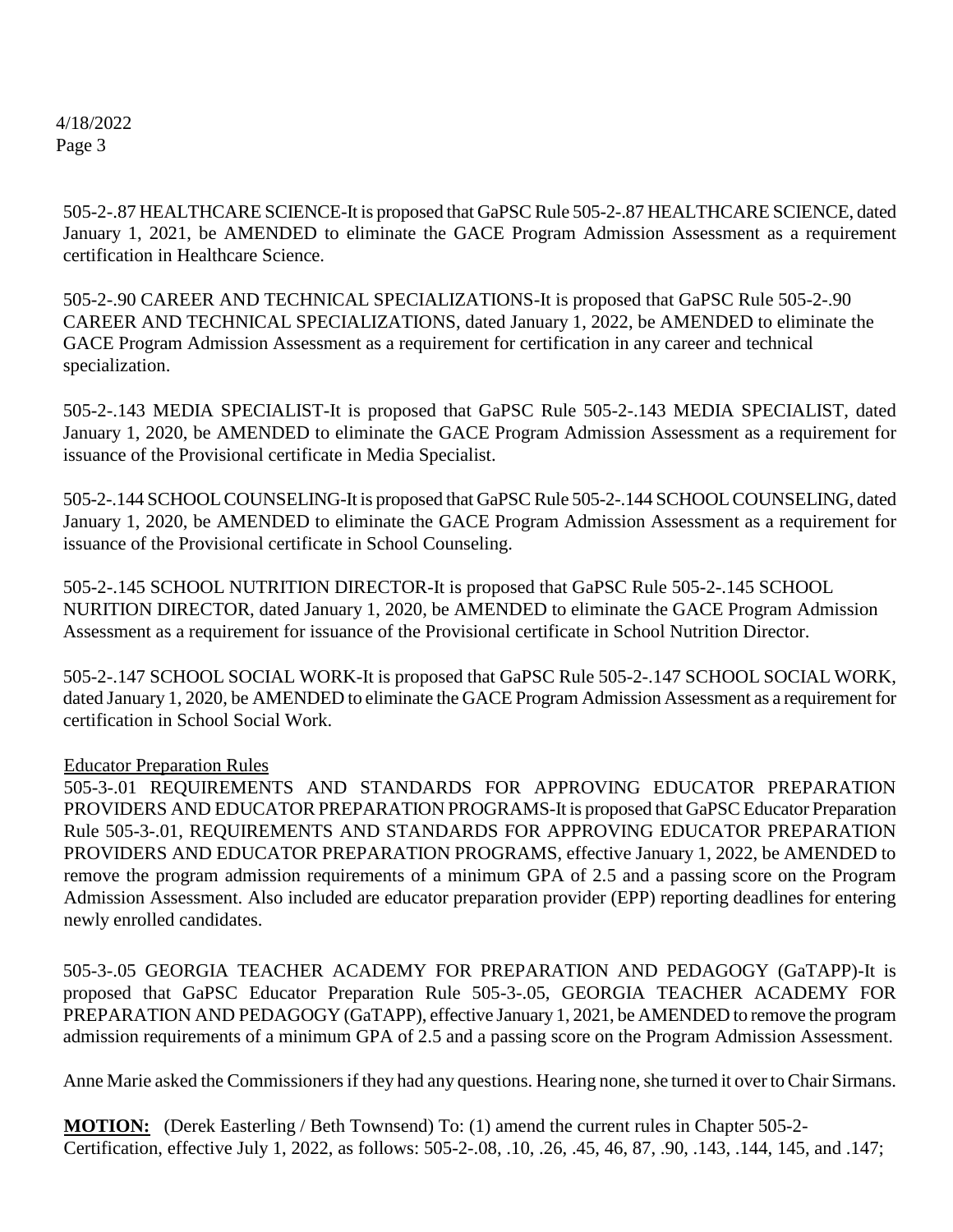505-2-.87 HEALTHCARE SCIENCE-It is proposed that GaPSC Rule 505-2-.87 HEALTHCARE SCIENCE, dated January 1, 2021, be AMENDED to eliminate the GACE Program Admission Assessment as a requirement certification in Healthcare Science.

505-2-.90 CAREER AND TECHNICAL SPECIALIZATIONS-It is proposed that GaPSC Rule 505-2-.90 CAREER AND TECHNICAL SPECIALIZATIONS, dated January 1, 2022, be AMENDED to eliminate the GACE Program Admission Assessment as a requirement for certification in any career and technical specialization.

505-2-.143 MEDIA SPECIALIST-It is proposed that GaPSC Rule 505-2-.143 MEDIA SPECIALIST, dated January 1, 2020, be AMENDED to eliminate the GACE Program Admission Assessment as a requirement for issuance of the Provisional certificate in Media Specialist.

505-2-.144 SCHOOL COUNSELING-It is proposed that GaPSC Rule 505-2-.144 SCHOOL COUNSELING, dated January 1, 2020, be AMENDED to eliminate the GACE Program Admission Assessment as a requirement for issuance of the Provisional certificate in School Counseling.

505-2-.145 SCHOOL NUTRITION DIRECTOR-It is proposed that GaPSC Rule 505-2-.145 SCHOOL NURITION DIRECTOR, dated January 1, 2020, be AMENDED to eliminate the GACE Program Admission Assessment as a requirement for issuance of the Provisional certificate in School Nutrition Director.

505-2-.147 SCHOOL SOCIAL WORK-It is proposed that GaPSC Rule 505-2-.147 SCHOOL SOCIAL WORK, dated January 1, 2020, be AMENDED to eliminate the GACE Program Admission Assessment as a requirement for certification in School Social Work.

Educator Preparation Rules

505-3-.01 REQUIREMENTS AND STANDARDS FOR APPROVING EDUCATOR PREPARATION PROVIDERS AND EDUCATOR PREPARATION PROGRAMS-It is proposed that GaPSC Educator Preparation Rule 505-3-.01, REQUIREMENTS AND STANDARDS FOR APPROVING EDUCATOR PREPARATION PROVIDERS AND EDUCATOR PREPARATION PROGRAMS, effective January 1, 2022, be AMENDED to remove the program admission requirements of a minimum GPA of 2.5 and a passing score on the Program Admission Assessment. Also included are educator preparation provider (EPP) reporting deadlines for entering newly enrolled candidates.

505-3-.05 GEORGIA TEACHER ACADEMY FOR PREPARATION AND PEDAGOGY (GaTAPP)-It is proposed that GaPSC Educator Preparation Rule 505-3-.05, GEORGIA TEACHER ACADEMY FOR PREPARATION AND PEDAGOGY (GaTAPP), effective January 1, 2021, be AMENDED to remove the program admission requirements of a minimum GPA of 2.5 and a passing score on the Program Admission Assessment.

Anne Marie asked the Commissioners if they had any questions. Hearing none, she turned it over to Chair Sirmans.

**MOTION:** (Derek Easterling / Beth Townsend) To: (1) amend the current rules in Chapter 505-2-Certification, effective July 1, 2022, as follows: 505-2-.08, .10, .26, .45, 46, 87, .90, .143, .144, 145, and .147;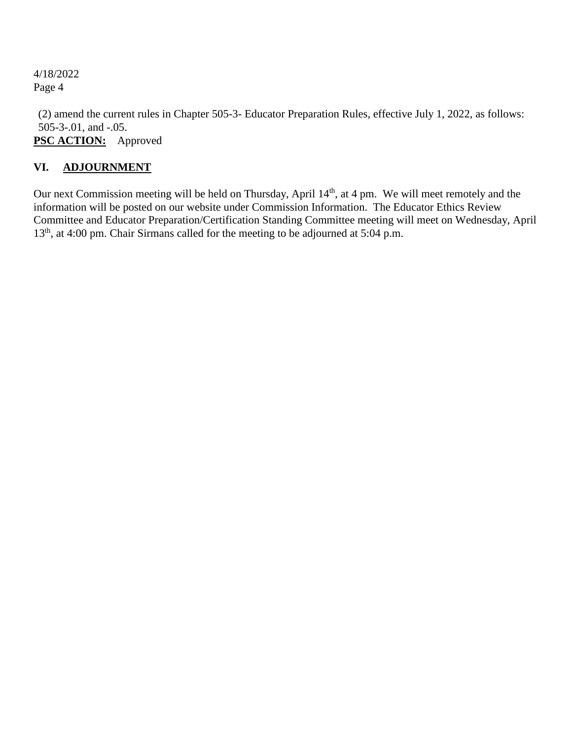(2) amend the current rules in Chapter 505-3- Educator Preparation Rules, effective July 1, 2022, as follows: 505-3-.01, and -.05.

**PSC ACTION:** Approved

## VI. ADJOURNMENT

Our next Commission meeting will be held on Thursday, April 14th, at 4 pm. We will meet remotely and the information will be posted on our website under Commission Information. The Educator Ethics Review Committee and Educator Preparation/Certification Standing Committee meeting will meet on Wednesday, April 13th, at 4:00 pm. Chair Sirmans called for the meeting to be adjourned at 5:04 p.m.